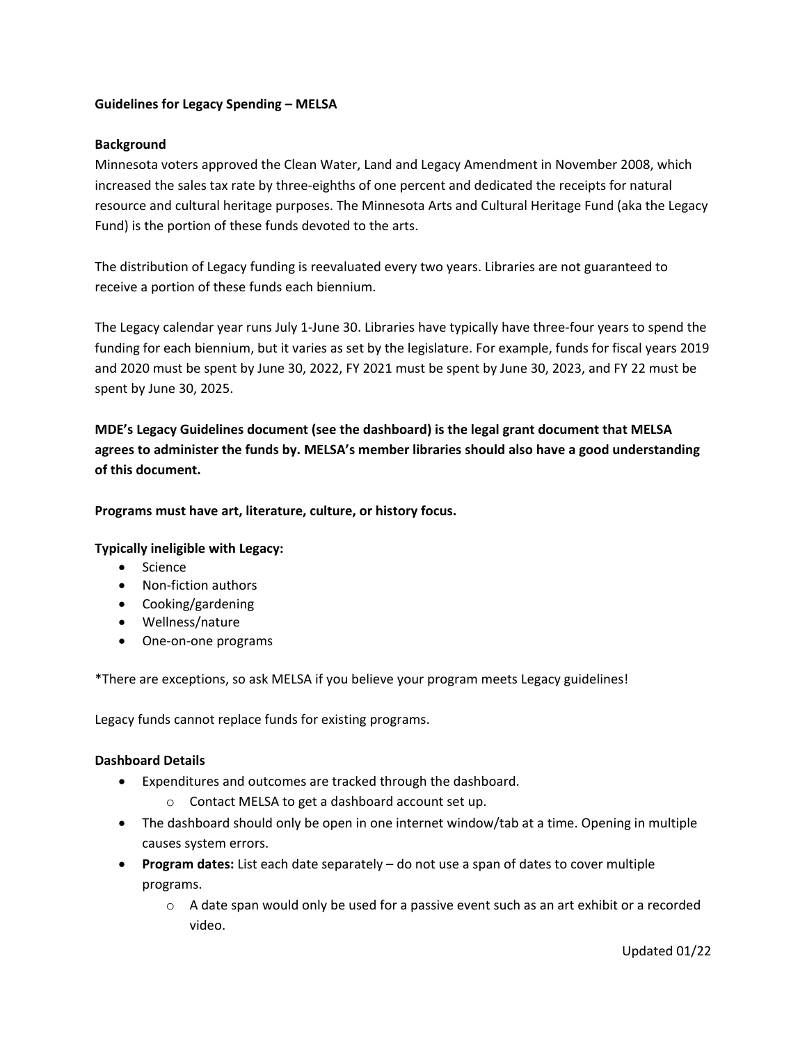**Guidelines for Legacy Spending – MELSA**

**Background**

Minnesota voters approved the Clean Water, Land and Legacy Amendment in November 2008, which increased the sales tax rate by three-eighths of one percent and dedicated the receipts for natural resource and cultural heritage purposes. The Minnesota Arts and Cultural Heritage Fund (aka the Legacy Fund) is the portion of these funds devoted to the arts.

The distribution of Legacy funding is reevaluated every two years. Libraries are not guaranteed to receive a portion of these funds each biennium.

The Legacy calendar year runs July 1-June 30. Libraries have typically have three-four years to spend the funding for each biennium, but it varies as set by the legislature. For example, funds for fiscal years 2019 and 2020 must be spent by June 30, 2022, FY 2021 must be spent by June 30, 2023, and FY 22 must be spent by June 30, 2025.

**MDE's Legacy Guidelines document (see the dashboard) is the legal grant document that MELSA agrees to administer the funds by. MELSA's member libraries should also have a good understanding of this document.**

**Programs must have art, literature, culture, or history focus.**

**Typically ineligible with Legacy:**

- Science
- Non-fiction authors
- Cooking/gardening
- Wellness/nature
- One-on-one programs

*There are exceptions, so ask MELSA if you believe your program meets Legacy guidelines!

Legacy funds cannot replace funds for existing programs.

**Dashboard Details**

- Expenditures and outcomes are tracked through the dashboard.
  - Contact MELSA to get a dashboard account set up.
- The dashboard should only be open in one internet window/tab at a time. Opening in multiple causes system errors.
- **Program dates:** List each date separately – do not use a span of dates to cover multiple programs.
  - A date span would only be used for a passive event such as an art exhibit or a recorded video.

Updated 01/22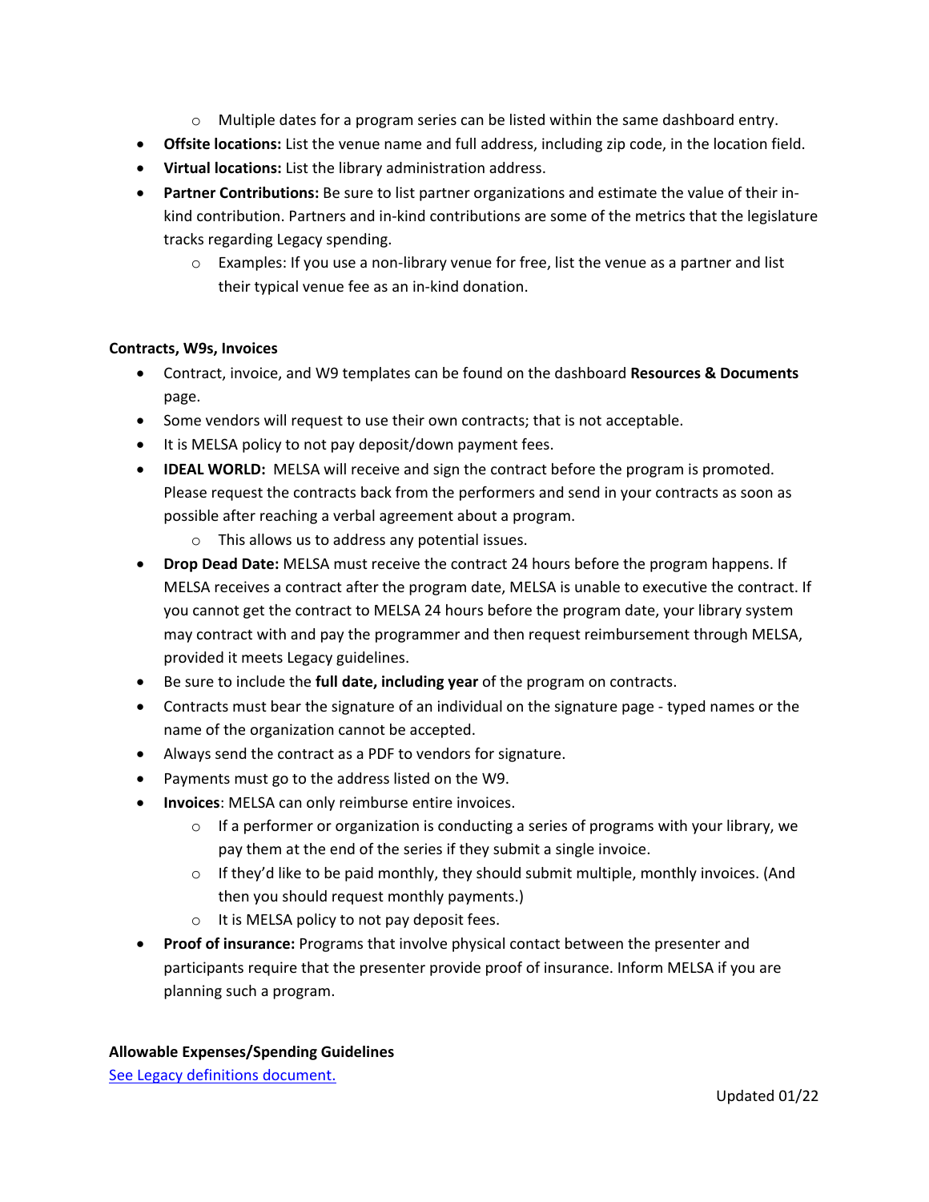- Multiple dates for a program series can be listed within the same dashboard entry.
- **Offsite locations:** List the venue name and full address, including zip code, in the location field.
- **Virtual locations:** List the library administration address.
- **Partner Contributions:** Be sure to list partner organizations and estimate the value of their in-kind contribution. Partners and in-kind contributions are some of the metrics that the legislature tracks regarding Legacy spending.
  - Examples: If you use a non-library venue for free, list the venue as a partner and list their typical venue fee as an in-kind donation.

**Contracts, W9s, Invoices**

- Contract, invoice, and W9 templates can be found on the dashboard **Resources & Documents** page.
- Some vendors will request to use their own contracts; that is not acceptable.
- It is MELSA policy to not pay deposit/down payment fees.
- **IDEAL WORLD:** MELSA will receive and sign the contract before the program is promoted. Please request the contracts back from the performers and send in your contracts as soon as possible after reaching a verbal agreement about a program.
  - This allows us to address any potential issues.
- **Drop Dead Date:** MELSA must receive the contract 24 hours before the program happens. If MELSA receives a contract after the program date, MELSA is unable to executive the contract. If you cannot get the contract to MELSA 24 hours before the program date, your library system may contract with and pay the programmer and then request reimbursement through MELSA, provided it meets Legacy guidelines.
- Be sure to include the **full date, including year** of the program on contracts.
- Contracts must bear the signature of an individual on the signature page - typed names or the name of the organization cannot be accepted.
- Always send the contract as a PDF to vendors for signature.
- Payments must go to the address listed on the W9.
- **Invoices**: MELSA can only reimburse entire invoices.
  - If a performer or organization is conducting a series of programs with your library, we pay them at the end of the series if they submit a single invoice.
  - If they'd like to be paid monthly, they should submit multiple, monthly invoices. (And then you should request monthly payments.)
  - It is MELSA policy to not pay deposit fees.
- **Proof of insurance:** Programs that involve physical contact between the presenter and participants require that the presenter provide proof of insurance. Inform MELSA if you are planning such a program.

**Allowable Expenses/Spending Guidelines**

See Legacy definitions document.

Updated 01/22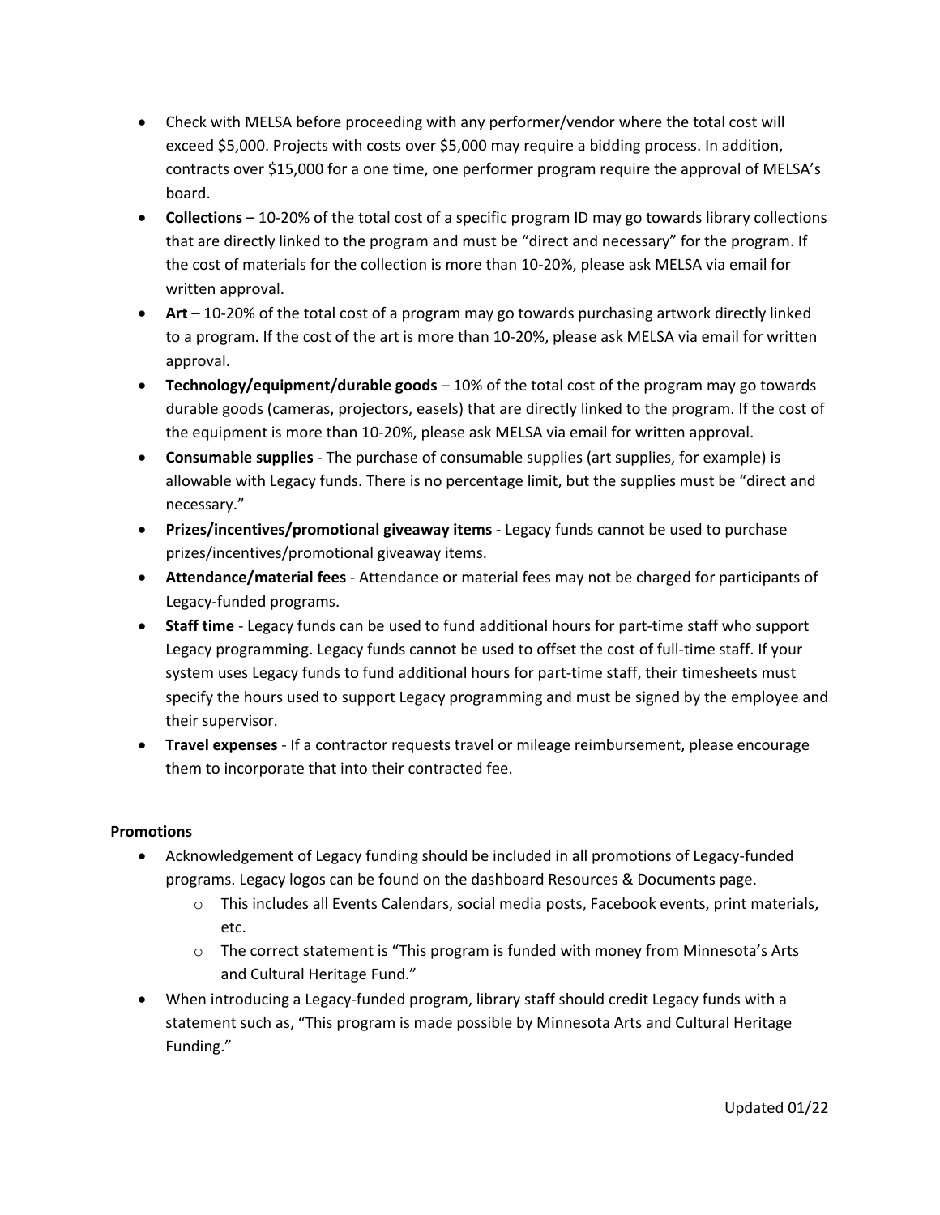- Check with MELSA before proceeding with any performer/vendor where the total cost will exceed $5,000. Projects with costs over $5,000 may require a bidding process. In addition, contracts over $15,000 for a one time, one performer program require the approval of MELSA's board.
- **Collections** – 10-20% of the total cost of a specific program ID may go towards library collections that are directly linked to the program and must be "direct and necessary" for the program. If the cost of materials for the collection is more than 10-20%, please ask MELSA via email for written approval.
- **Art** – 10-20% of the total cost of a program may go towards purchasing artwork directly linked to a program. If the cost of the art is more than 10-20%, please ask MELSA via email for written approval.
- **Technology/equipment/durable goods** – 10% of the total cost of the program may go towards durable goods (cameras, projectors, easels) that are directly linked to the program. If the cost of the equipment is more than 10-20%, please ask MELSA via email for written approval.
- **Consumable supplies** - The purchase of consumable supplies (art supplies, for example) is allowable with Legacy funds. There is no percentage limit, but the supplies must be "direct and necessary."
- **Prizes/incentives/promotional giveaway items** - Legacy funds cannot be used to purchase prizes/incentives/promotional giveaway items.
- **Attendance/material fees** - Attendance or material fees may not be charged for participants of Legacy-funded programs.
- **Staff time** - Legacy funds can be used to fund additional hours for part-time staff who support Legacy programming. Legacy funds cannot be used to offset the cost of full-time staff. If your system uses Legacy funds to fund additional hours for part-time staff, their timesheets must specify the hours used to support Legacy programming and must be signed by the employee and their supervisor.
- **Travel expenses** - If a contractor requests travel or mileage reimbursement, please encourage them to incorporate that into their contracted fee.

**Promotions**

- Acknowledgement of Legacy funding should be included in all promotions of Legacy-funded programs. Legacy logos can be found on the dashboard Resources & Documents page.
    - This includes all Events Calendars, social media posts, Facebook events, print materials, etc.
    - The correct statement is "This program is funded with money from Minnesota's Arts and Cultural Heritage Fund."
- When introducing a Legacy-funded program, library staff should credit Legacy funds with a statement such as, "This program is made possible by Minnesota Arts and Cultural Heritage Funding."

Updated 01/22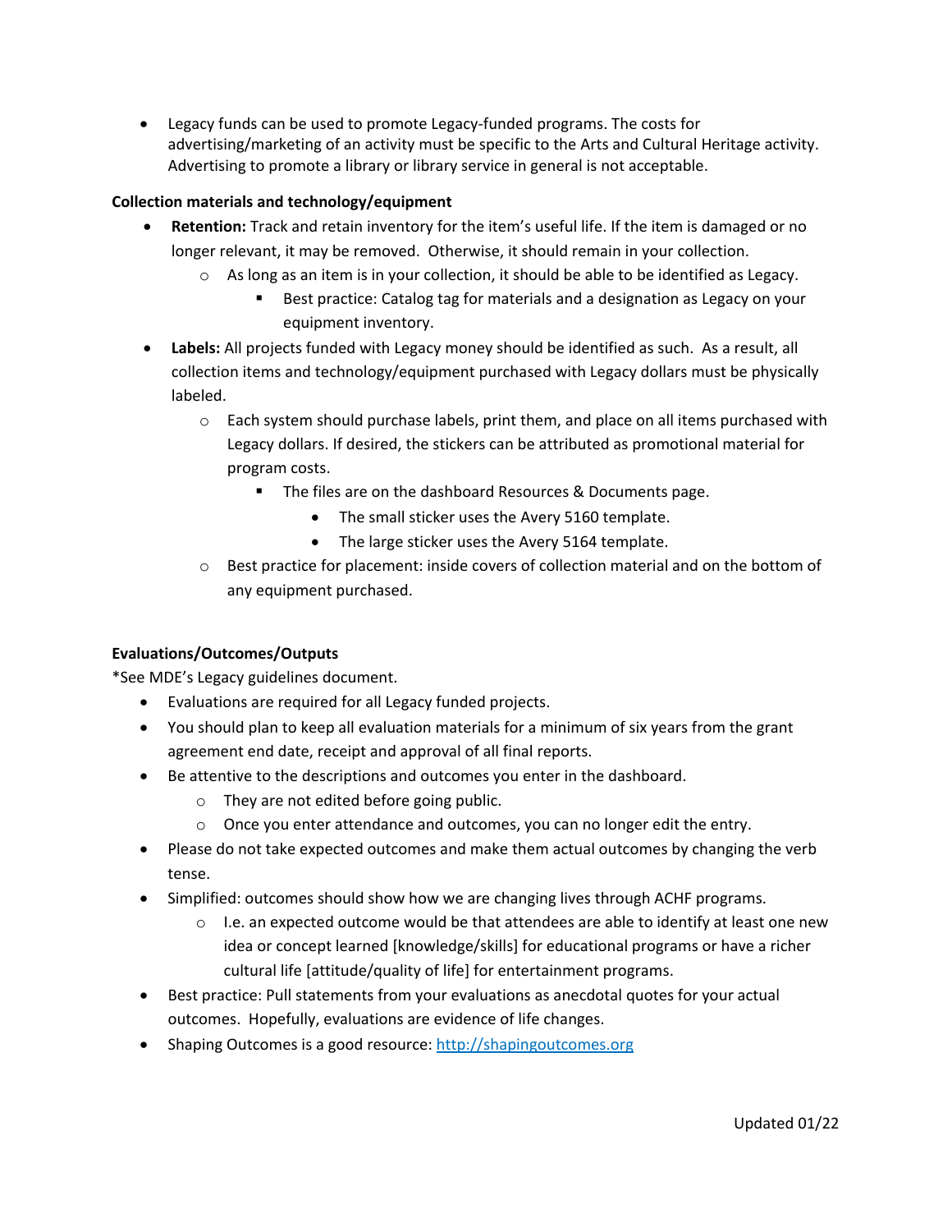- Legacy funds can be used to promote Legacy-funded programs. The costs for advertising/marketing of an activity must be specific to the Arts and Cultural Heritage activity. Advertising to promote a library or library service in general is not acceptable.

**Collection materials and technology/equipment**

- **Retention:** Track and retain inventory for the item's useful life. If the item is damaged or no longer relevant, it may be removed. Otherwise, it should remain in your collection.
  - As long as an item is in your collection, it should be able to be identified as Legacy.
    - Best practice: Catalog tag for materials and a designation as Legacy on your equipment inventory.
- **Labels:** All projects funded with Legacy money should be identified as such. As a result, all collection items and technology/equipment purchased with Legacy dollars must be physically labeled.
  - Each system should purchase labels, print them, and place on all items purchased with Legacy dollars. If desired, the stickers can be attributed as promotional material for program costs.
    - The files are on the dashboard Resources & Documents page.
      - The small sticker uses the Avery 5160 template.
      - The large sticker uses the Avery 5164 template.
  - Best practice for placement: inside covers of collection material and on the bottom of any equipment purchased.

**Evaluations/Outcomes/Outputs**

*See MDE's Legacy guidelines document.

- Evaluations are required for all Legacy funded projects.
- You should plan to keep all evaluation materials for a minimum of six years from the grant agreement end date, receipt and approval of all final reports.
- Be attentive to the descriptions and outcomes you enter in the dashboard.
  - They are not edited before going public.
  - Once you enter attendance and outcomes, you can no longer edit the entry.
- Please do not take expected outcomes and make them actual outcomes by changing the verb tense.
- Simplified: outcomes should show how we are changing lives through ACHF programs.
  - I.e. an expected outcome would be that attendees are able to identify at least one new idea or concept learned [knowledge/skills] for educational programs or have a richer cultural life [attitude/quality of life] for entertainment programs.
- Best practice: Pull statements from your evaluations as anecdotal quotes for your actual outcomes. Hopefully, evaluations are evidence of life changes.
- Shaping Outcomes is a good resource: [http://shapingoutcomes.org](http://shapingoutcomes.org)

Updated 01/22